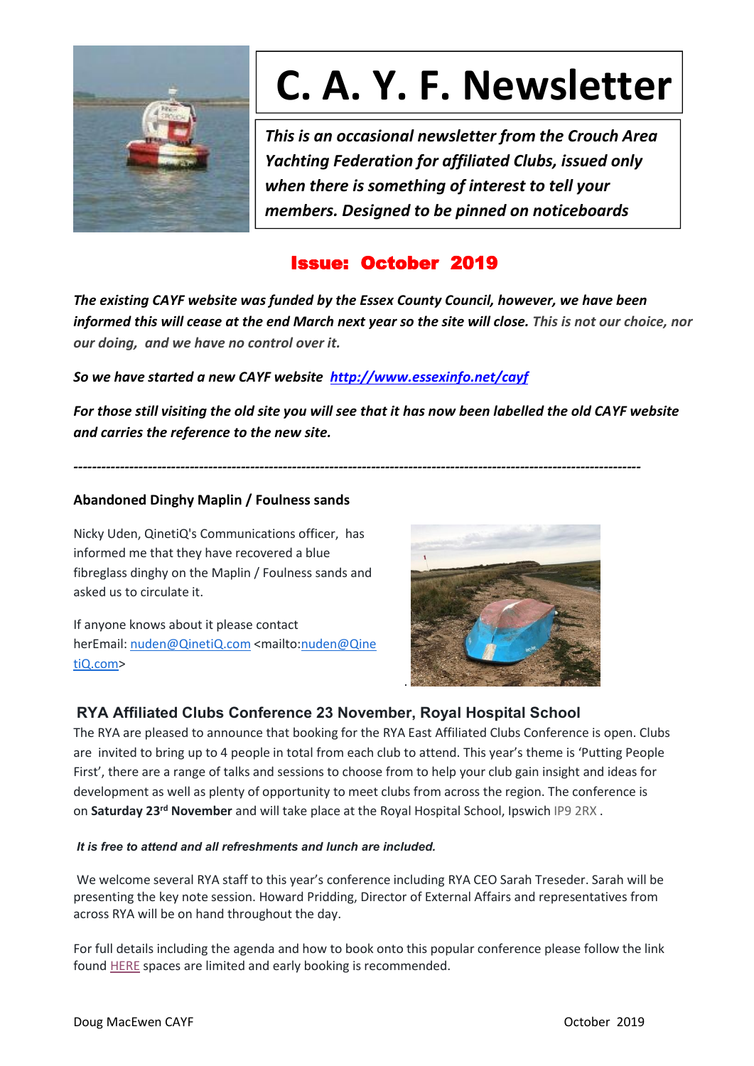# C. A. Y. F. Newsletter

***This is an occasional newsletter from the Crouch Area Yachting Federation for affiliated Clubs, issued only when there is something of interest to tell your members. Designed to be pinned on noticeboards***

## Issue: October 2019

***The existing CAYF website was funded by the Essex County Council, however, we have been informed this will cease at the end March next year so the site will close. This is not our choice, nor our doing, and we have no control over it.***

***So we have started a new CAYF website [http://www.essexinfo.net/cayf](http://www.essexinfo.net/cayf)***

***For those still visiting the old site you will see that it has now been labelled the old CAYF website and carries the reference to the new site.***

---

### Abandoned Dinghy Maplin / Foulness sands

Nicky Uden, QinetiQ's Communications officer, has informed me that they have recovered a blue fibreglass dinghy on the Maplin / Foulness sands and asked us to circulate it.

If anyone knows about it please contact herEmail: [nuden@QinetiQ.com](mailto:nuden@QinetiQ.com) <mailto:[nuden@QinetiQ.com](mailto:nuden@QinetiQ.com)>

### RYA Affiliated Clubs Conference 23 November, Royal Hospital School

The RYA are pleased to announce that booking for the RYA East Affiliated Clubs Conference is open. Clubs are invited to bring up to 4 people in total from each club to attend. This year's theme is 'Putting People First', there are a range of talks and sessions to choose from to help your club gain insight and ideas for development as well as plenty of opportunity to meet clubs from across the region. The conference is on **Saturday 23rd November** and will take place at the Royal Hospital School, Ipswich IP9 2RX .

***It is free to attend and all refreshments and lunch are included.***

We welcome several RYA staff to this year's conference including RYA CEO Sarah Treseder. Sarah will be presenting the key note session. Howard Pridding, Director of External Affairs and representatives from across RYA will be on hand throughout the day.

For full details including the agenda and how to book onto this popular conference please follow the link found HERE spaces are limited and early booking is recommended.

Doug MacEwen CAYF — October 2019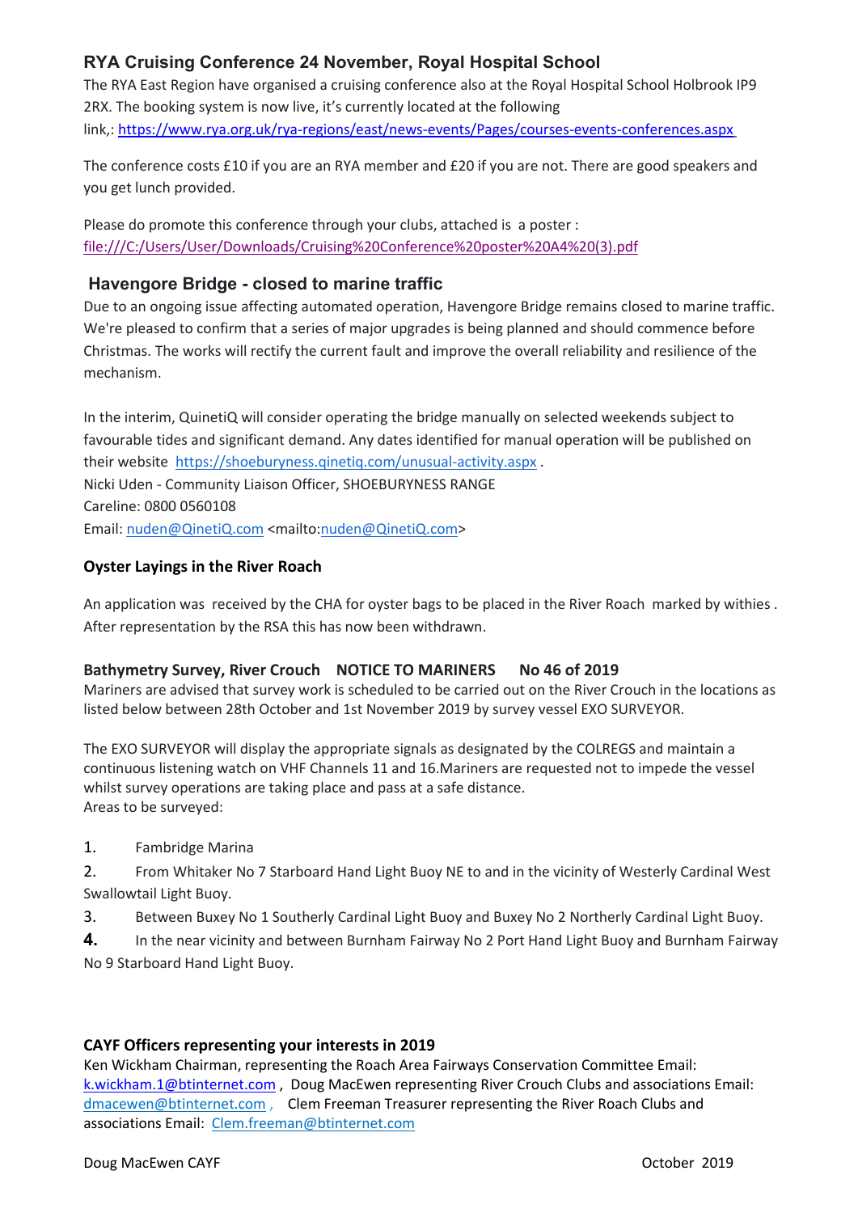## RYA Cruising Conference 24 November, Royal Hospital School

The RYA East Region have organised a cruising conference also at the Royal Hospital School Holbrook IP9 2RX. The booking system is now live, it's currently located at the following link,: https://www.rya.org.uk/rya-regions/east/news-events/Pages/courses-events-conferences.aspx

The conference costs £10 if you are an RYA member and £20 if you are not. There are good speakers and you get lunch provided.

Please do promote this conference through your clubs, attached is a poster : file:///C:/Users/User/Downloads/Cruising%20Conference%20poster%20A4%20(3).pdf

## Havengore Bridge - closed to marine traffic

Due to an ongoing issue affecting automated operation, Havengore Bridge remains closed to marine traffic. We're pleased to confirm that a series of major upgrades is being planned and should commence before Christmas. The works will rectify the current fault and improve the overall reliability and resilience of the mechanism.

In the interim, QinetiQ will consider operating the bridge manually on selected weekends subject to favourable tides and significant demand. Any dates identified for manual operation will be published on their website https://shoeburyness.qinetiq.com/unusual-activity.aspx .
Nicki Uden - Community Liaison Officer, SHOEBURYNESS RANGE
Careline: 0800 0560108
Email: nuden@QinetiQ.com <mailto:nuden@QinetiQ.com>

### Oyster Layings in the River Roach

An application was received by the CHA for oyster bags to be placed in the River Roach marked by withies . After representation by the RSA this has now been withdrawn.

### Bathymetry Survey, River Crouch NOTICE TO MARINERS No 46 of 2019

Mariners are advised that survey work is scheduled to be carried out on the River Crouch in the locations as listed below between 28th October and 1st November 2019 by survey vessel EXO SURVEYOR.

The EXO SURVEYOR will display the appropriate signals as designated by the COLREGS and maintain a continuous listening watch on VHF Channels 11 and 16.Mariners are requested not to impede the vessel whilst survey operations are taking place and pass at a safe distance.
Areas to be surveyed:

1. Fambridge Marina
2. From Whitaker No 7 Starboard Hand Light Buoy NE to and in the vicinity of Westerly Cardinal West Swallowtail Light Buoy.
3. Between Buxey No 1 Southerly Cardinal Light Buoy and Buxey No 2 Northerly Cardinal Light Buoy.
4. In the near vicinity and between Burnham Fairway No 2 Port Hand Light Buoy and Burnham Fairway No 9 Starboard Hand Light Buoy.

### CAYF Officers representing your interests in 2019

Ken Wickham Chairman, representing the Roach Area Fairways Conservation Committee Email: k.wickham.1@btinternet.com , Doug MacEwen representing River Crouch Clubs and associations Email: dmacewen@btinternet.com , Clem Freeman Treasurer representing the River Roach Clubs and associations Email: Clem.freeman@btinternet.com

Doug MacEwen CAYF October 2019